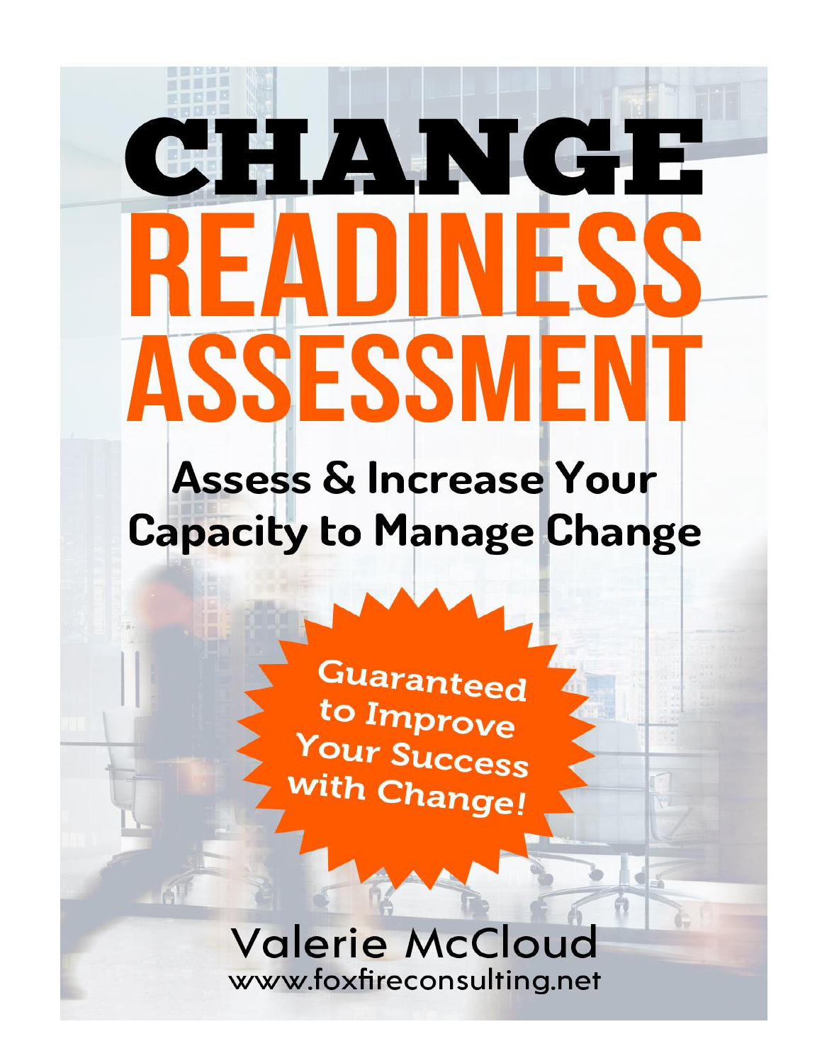# CHANGE READINESS ASSESSMENT

## Assess & Increase Your Capacity to Manage Change

Guaranteed to Improve Your Success with Change!

Valerie McCloud

www.foxfireconsulting.net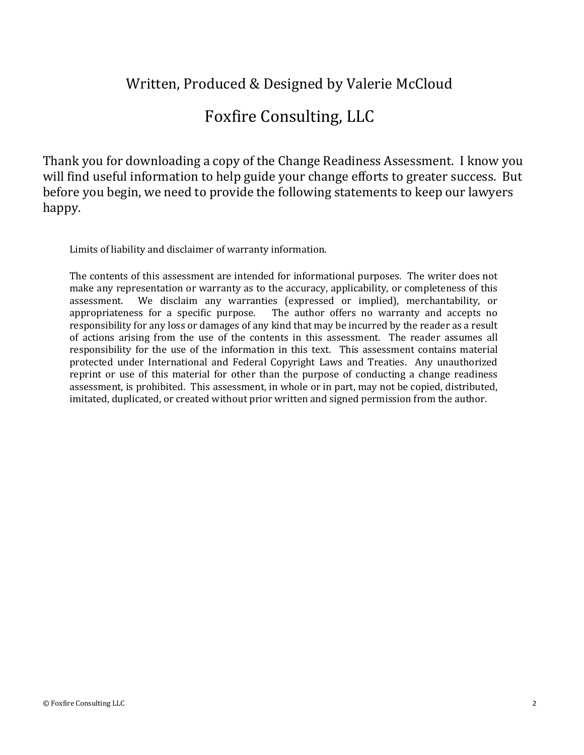Written, Produced & Designed by Valerie McCloud

Foxfire Consulting, LLC

Thank you for downloading a copy of the Change Readiness Assessment. I know you will find useful information to help guide your change efforts to greater success. But before you begin, we need to provide the following statements to keep our lawyers happy.

Limits of liability and disclaimer of warranty information.

The contents of this assessment are intended for informational purposes. The writer does not make any representation or warranty as to the accuracy, applicability, or completeness of this assessment. We disclaim any warranties (expressed or implied), merchantability, or appropriateness for a specific purpose. The author offers no warranty and accepts no responsibility for any loss or damages of any kind that may be incurred by the reader as a result of actions arising from the use of the contents in this assessment. The reader assumes all responsibility for the use of the information in this text. This assessment contains material protected under International and Federal Copyright Laws and Treaties. Any unauthorized reprint or use of this material for other than the purpose of conducting a change readiness assessment, is prohibited. This assessment, in whole or in part, may not be copied, distributed, imitated, duplicated, or created without prior written and signed permission from the author.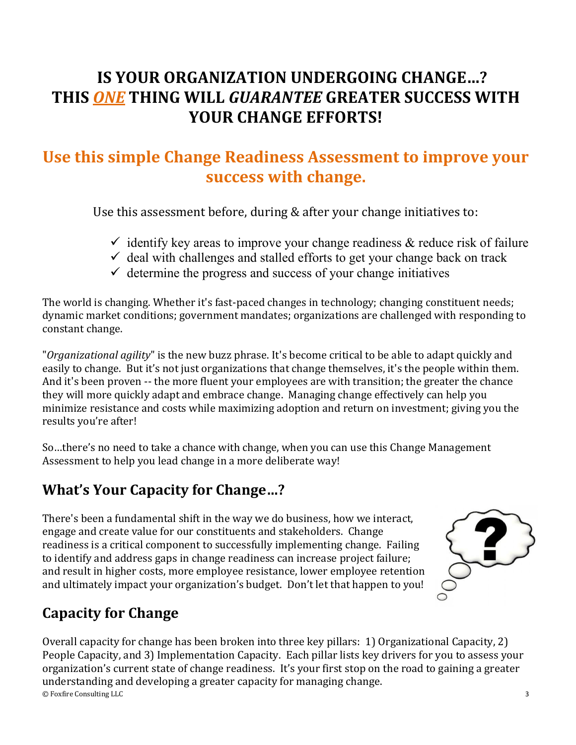# IS YOUR ORGANIZATION UNDERGOING CHANGE…? THIS *ONE* THING WILL *GUARANTEE* GREATER SUCCESS WITH YOUR CHANGE EFFORTS!

## Use this simple Change Readiness Assessment to improve your success with change.

Use this assessment before, during & after your change initiatives to:

- ✓ identify key areas to improve your change readiness & reduce risk of failure
- ✓ deal with challenges and stalled efforts to get your change back on track
- ✓ determine the progress and success of your change initiatives

The world is changing. Whether it's fast-paced changes in technology; changing constituent needs; dynamic market conditions; government mandates; organizations are challenged with responding to constant change.

"*Organizational agility*" is the new buzz phrase. It's become critical to be able to adapt quickly and easily to change. But it's not just organizations that change themselves, it's the people within them. And it's been proven -- the more fluent your employees are with transition; the greater the chance they will more quickly adapt and embrace change. Managing change effectively can help you minimize resistance and costs while maximizing adoption and return on investment; giving you the results you're after!

So…there's no need to take a chance with change, when you can use this Change Management Assessment to help you lead change in a more deliberate way!

## What's Your Capacity for Change…?

There's been a fundamental shift in the way we do business, how we interact, engage and create value for our constituents and stakeholders. Change readiness is a critical component to successfully implementing change. Failing to identify and address gaps in change readiness can increase project failure; and result in higher costs, more employee resistance, lower employee retention and ultimately impact your organization's budget. Don't let that happen to you!

## Capacity for Change

Overall capacity for change has been broken into three key pillars: 1) Organizational Capacity, 2) People Capacity, and 3) Implementation Capacity. Each pillar lists key drivers for you to assess your organization's current state of change readiness. It's your first stop on the road to gaining a greater understanding and developing a greater capacity for managing change.

© Foxfire Consulting LLC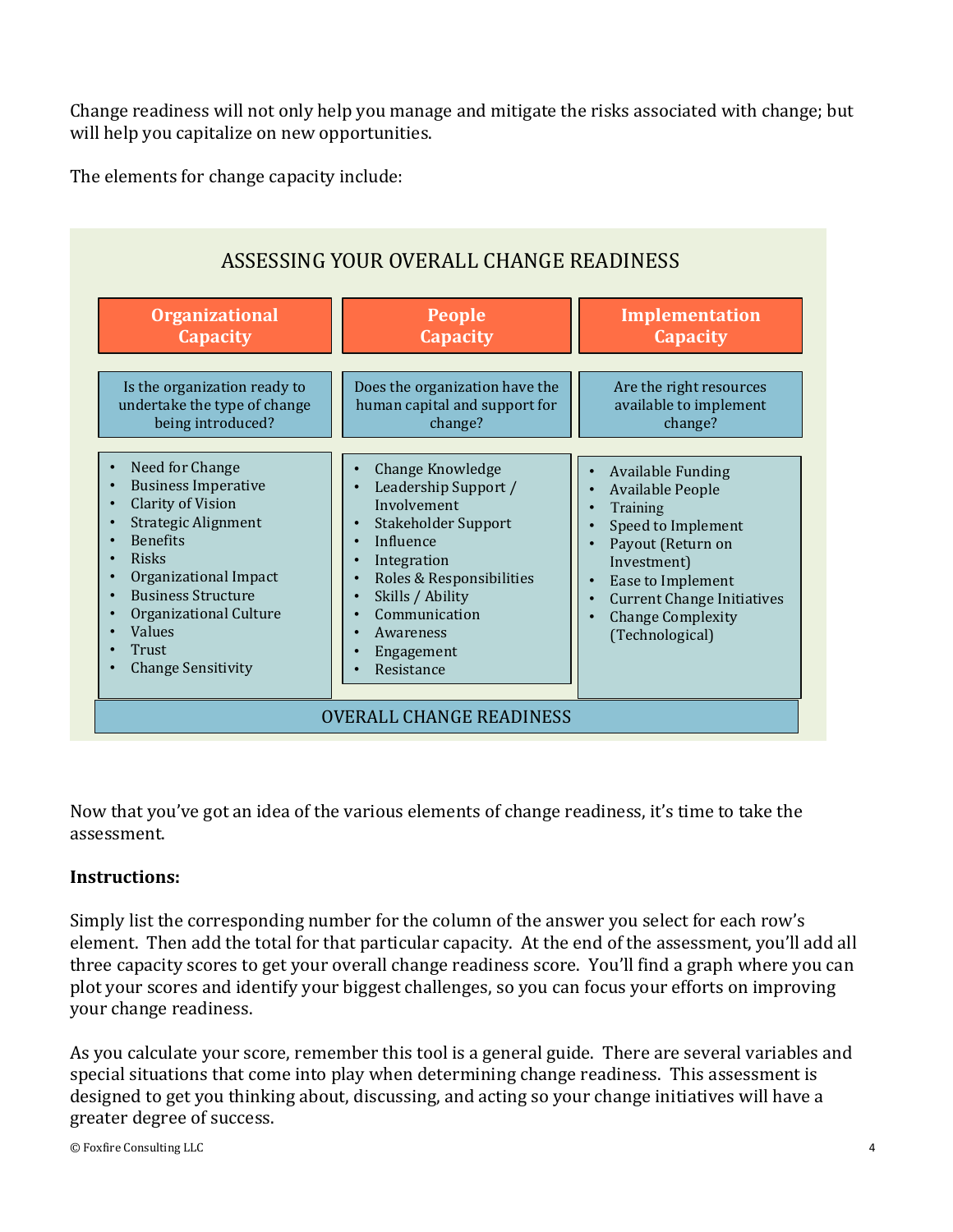Change readiness will not only help you manage and mitigate the risks associated with change; but will help you capitalize on new opportunities.

The elements for change capacity include:

## ASSESSING YOUR OVERALL CHANGE READINESS

| Organizational Capacity | People Capacity | Implementation Capacity |
| --- | --- | --- |
| Is the organization ready to undertake the type of change being introduced? | Does the organization have the human capital and support for change? | Are the right resources available to implement change? |
| • Need for Change<br>• Business Imperative<br>• Clarity of Vision<br>• Strategic Alignment<br>• Benefits<br>• Risks<br>• Organizational Impact<br>• Business Structure<br>• Organizational Culture<br>• Values<br>• Trust<br>• Change Sensitivity | • Change Knowledge<br>• Leadership Support / Involvement<br>• Stakeholder Support<br>• Influence<br>• Integration<br>• Roles & Responsibilities<br>• Skills / Ability<br>• Communication<br>• Awareness<br>• Engagement<br>• Resistance | • Available Funding<br>• Available People<br>• Training<br>• Speed to Implement<br>• Payout (Return on Investment)<br>• Ease to Implement<br>• Current Change Initiatives<br>• Change Complexity (Technological) |
| OVERALL CHANGE READINESS | | |

Now that you've got an idea of the various elements of change readiness, it's time to take the assessment.

**Instructions:**

Simply list the corresponding number for the column of the answer you select for each row's element. Then add the total for that particular capacity. At the end of the assessment, you'll add all three capacity scores to get your overall change readiness score. You'll find a graph where you can plot your scores and identify your biggest challenges, so you can focus your efforts on improving your change readiness.

As you calculate your score, remember this tool is a general guide. There are several variables and special situations that come into play when determining change readiness. This assessment is designed to get you thinking about, discussing, and acting so your change initiatives will have a greater degree of success.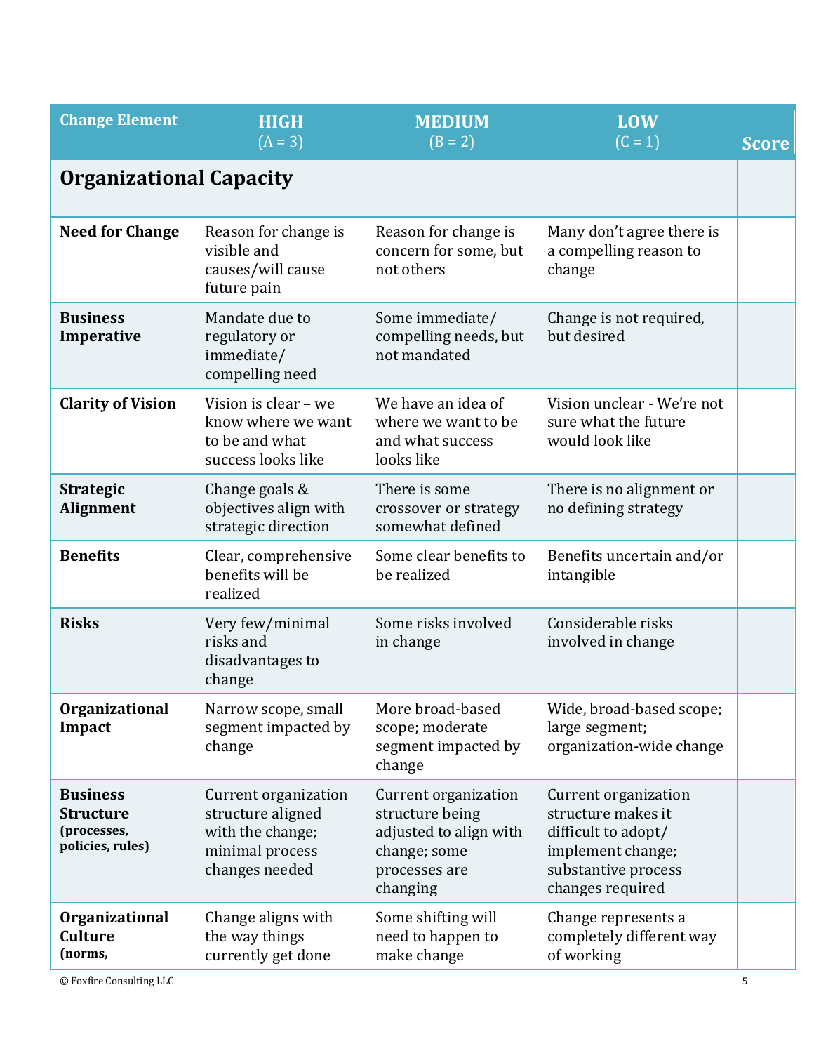| Change Element | HIGH (A = 3) | MEDIUM (B = 2) | LOW (C = 1) | Score |
|---|---|---|---|---|
| **Organizational Capacity** | | | | |
| **Need for Change** | Reason for change is visible and causes/will cause future pain | Reason for change is concern for some, but not others | Many don't agree there is a compelling reason to change | |
| **Business Imperative** | Mandate due to regulatory or immediate/ compelling need | Some immediate/ compelling needs, but not mandated | Change is not required, but desired | |
| **Clarity of Vision** | Vision is clear – we know where we want to be and what success looks like | We have an idea of where we want to be and what success looks like | Vision unclear - We're not sure what the future would look like | |
| **Strategic Alignment** | Change goals & objectives align with strategic direction | There is some crossover or strategy somewhat defined | There is no alignment or no defining strategy | |
| **Benefits** | Clear, comprehensive benefits will be realized | Some clear benefits to be realized | Benefits uncertain and/or intangible | |
| **Risks** | Very few/minimal risks and disadvantages to change | Some risks involved in change | Considerable risks involved in change | |
| **Organizational Impact** | Narrow scope, small segment impacted by change | More broad-based scope; moderate segment impacted by change | Wide, broad-based scope; large segment; organization-wide change | |
| **Business Structure** (processes, policies, rules) | Current organization structure aligned with the change; minimal process changes needed | Current organization structure being adjusted to align with change; some processes are changing | Current organization structure makes it difficult to adopt/ implement change; substantive process changes required | |
| **Organizational Culture** (norms, | Change aligns with the way things currently get done | Some shifting will need to happen to make change | Change represents a completely different way of working | |

© Foxfire Consulting LLC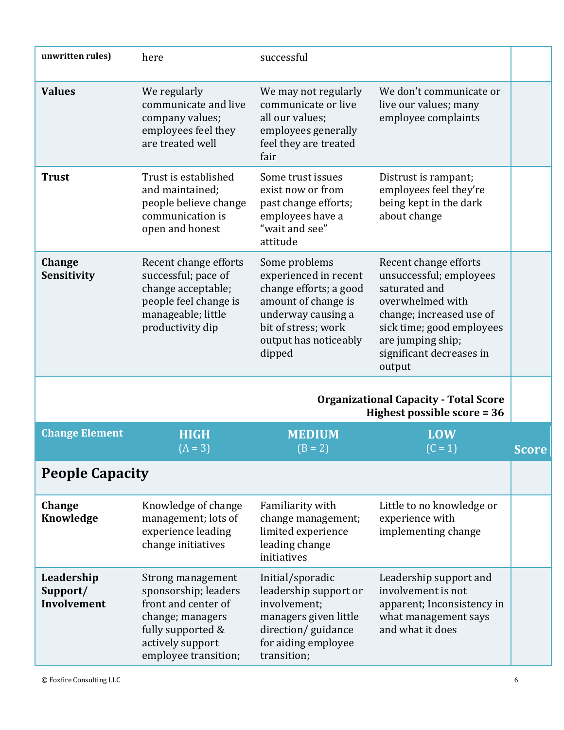| | | | | |
|---|---|---|---|---|
| **unwritten rules)** | here | successful | | |
| **Values** | We regularly communicate and live company values; employees feel they are treated well | We may not regularly communicate or live all our values; employees generally feel they are treated fair | We don't communicate or live our values; many employee complaints | |
| **Trust** | Trust is established and maintained; people believe change communication is open and honest | Some trust issues exist now or from past change efforts; employees have a "wait and see" attitude | Distrust is rampant; employees feel they're being kept in the dark about change | |
| **Change Sensitivity** | Recent change efforts successful; pace of change acceptable; people feel change is manageable; little productivity dip | Some problems experienced in recent change efforts; a good amount of change is underway causing a bit of stress; work output has noticeably dipped | Recent change efforts unsuccessful; employees saturated and overwhelmed with change; increased use of sick time; good employees are jumping ship; significant decreases in output | |
| | | | **Organizational Capacity - Total Score**<br>**Highest possible score = 36** | |

| Change Element | HIGH (A = 3) | MEDIUM (B = 2) | LOW (C = 1) | Score |
|---|---|---|---|---|
| **People Capacity** | | | | |
| **Change Knowledge** | Knowledge of change management; lots of experience leading change initiatives | Familiarity with change management; limited experience leading change initiatives | Little to no knowledge or experience with implementing change | |
| **Leadership Support/ Involvement** | Strong management sponsorship; leaders front and center of change; managers fully supported & actively support employee transition; | Initial/sporadic leadership support or involvement; managers given little direction/ guidance for aiding employee transition; | Leadership support and involvement is not apparent; Inconsistency in what management says and what it does | |

© Foxfire Consulting LLC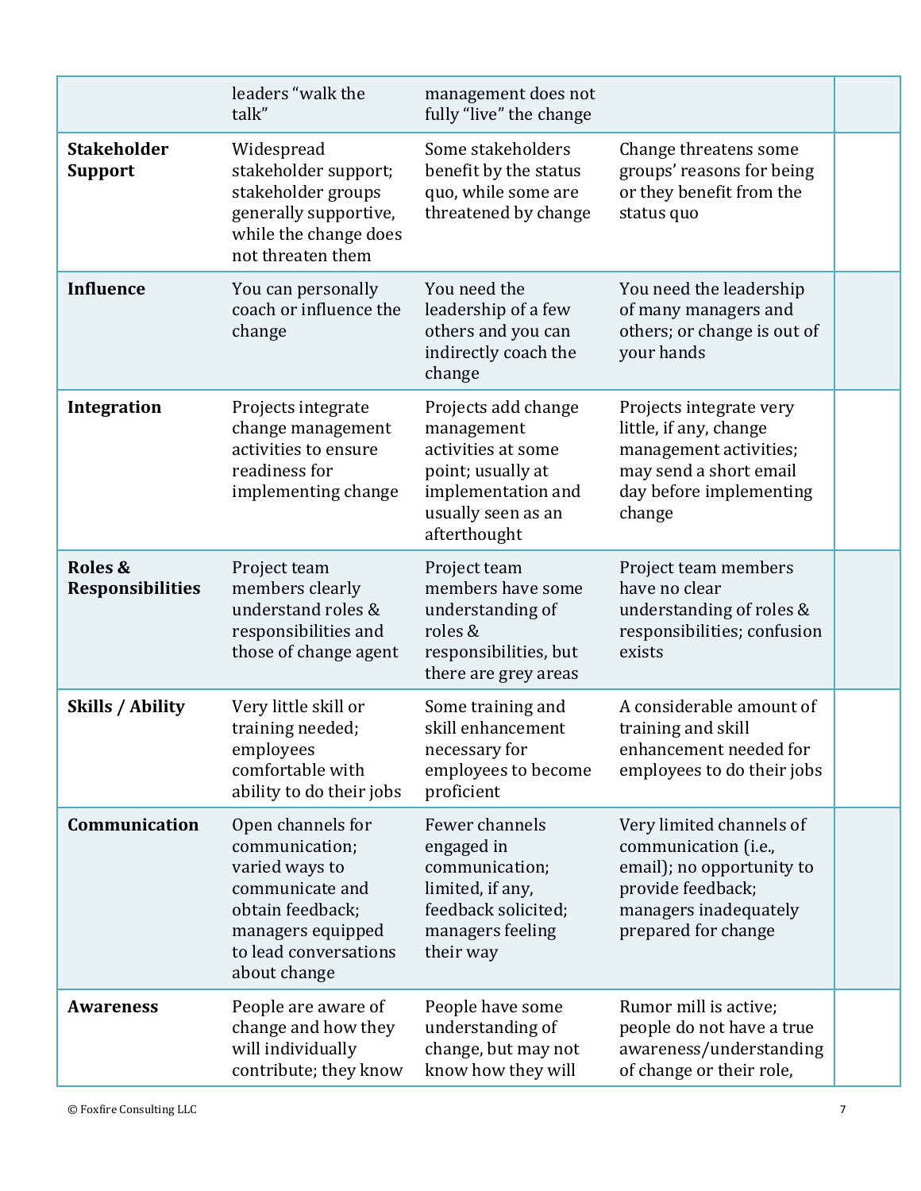| | | | | |
|---|---|---|---|---|
| | leaders "walk the talk" | management does not fully "live" the change | | |
| **Stakeholder Support** | Widespread stakeholder support; stakeholder groups generally supportive, while the change does not threaten them | Some stakeholders benefit by the status quo, while some are threatened by change | Change threatens some groups' reasons for being or they benefit from the status quo | |
| **Influence** | You can personally coach or influence the change | You need the leadership of a few others and you can indirectly coach the change | You need the leadership of many managers and others; or change is out of your hands | |
| **Integration** | Projects integrate change management activities to ensure readiness for implementing change | Projects add change management activities at some point; usually at implementation and usually seen as an afterthought | Projects integrate very little, if any, change management activities; may send a short email day before implementing change | |
| **Roles & Responsibilities** | Project team members clearly understand roles & responsibilities and those of change agent | Project team members have some understanding of roles & responsibilities, but there are grey areas | Project team members have no clear understanding of roles & responsibilities; confusion exists | |
| **Skills / Ability** | Very little skill or training needed; employees comfortable with ability to do their jobs | Some training and skill enhancement necessary for employees to become proficient | A considerable amount of training and skill enhancement needed for employees to do their jobs | |
| **Communication** | Open channels for communication; varied ways to communicate and obtain feedback; managers equipped to lead conversations about change | Fewer channels engaged in communication; limited, if any, feedback solicited; managers feeling their way | Very limited channels of communication (i.e., email); no opportunity to provide feedback; managers inadequately prepared for change | |
| **Awareness** | People are aware of change and how they will individually contribute; they know | People have some understanding of change, but may not know how they will | Rumor mill is active; people do not have a true awareness/understanding of change or their role, | |

© Foxfire Consulting LLC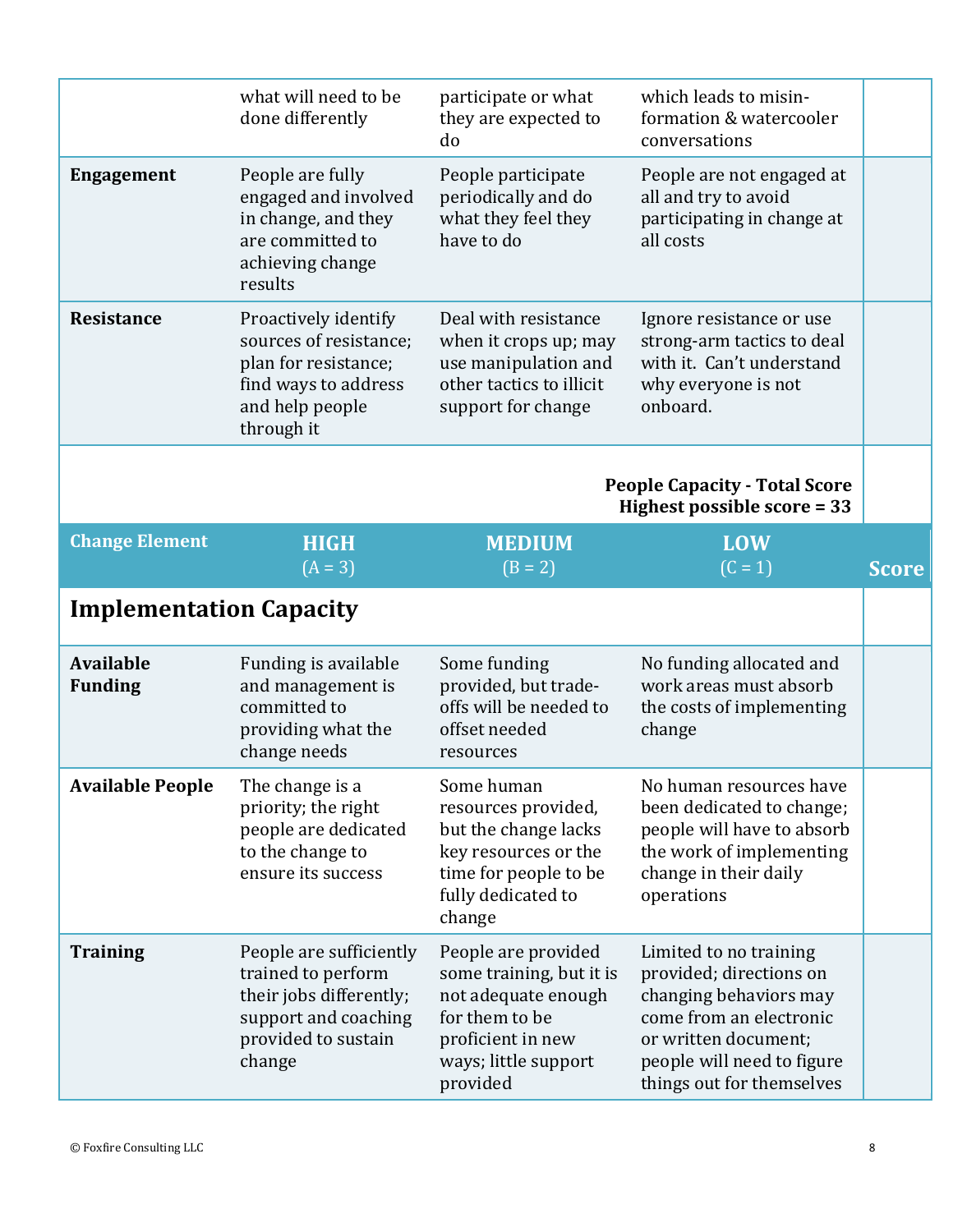| | | | | |
|---|---|---|---|---|
| | what will need to be done differently | participate or what they are expected to do | which leads to misin-formation & watercooler conversations | |
| **Engagement** | People are fully engaged and involved in change, and they are committed to achieving change results | People participate periodically and do what they feel they have to do | People are not engaged at all and try to avoid participating in change at all costs | |
| **Resistance** | Proactively identify sources of resistance; plan for resistance; find ways to address and help people through it | Deal with resistance when it crops up; may use manipulation and other tactics to illicit support for change | Ignore resistance or use strong-arm tactics to deal with it. Can't understand why everyone is not onboard. | |
| | | | **People Capacity - Total Score Highest possible score = 33** | |

| Change Element | HIGH (A = 3) | MEDIUM (B = 2) | LOW (C = 1) | Score |
|---|---|---|---|---|
| **Implementation Capacity** | | | | |
| **Available Funding** | Funding is available and management is committed to providing what the change needs | Some funding provided, but trade-offs will be needed to offset needed resources | No funding allocated and work areas must absorb the costs of implementing change | |
| **Available People** | The change is a priority; the right people are dedicated to the change to ensure its success | Some human resources provided, but the change lacks key resources or the time for people to be fully dedicated to change | No human resources have been dedicated to change; people will have to absorb the work of implementing change in their daily operations | |
| **Training** | People are sufficiently trained to perform their jobs differently; support and coaching provided to sustain change | People are provided some training, but it is not adequate enough for them to be proficient in new ways; little support provided | Limited to no training provided; directions on changing behaviors may come from an electronic or written document; people will need to figure things out for themselves | |

© Foxfire Consulting LLC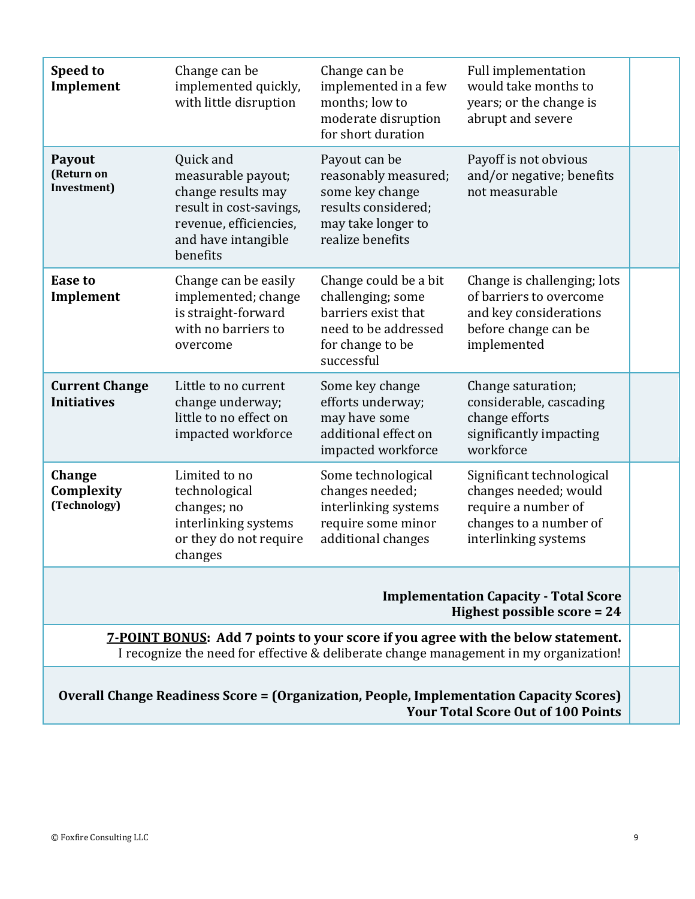| | | | | |
|---|---|---|---|---|
| **Speed to Implement** | Change can be implemented quickly, with little disruption | Change can be implemented in a few months; low to moderate disruption for short duration | Full implementation would take months to years; or the change is abrupt and severe | |
| **Payout (Return on Investment)** | Quick and measurable payout; change results may result in cost-savings, revenue, efficiencies, and have intangible benefits | Payout can be reasonably measured; some key change results considered; may take longer to realize benefits | Payoff is not obvious and/or negative; benefits not measurable | |
| **Ease to Implement** | Change can be easily implemented; change is straight-forward with no barriers to overcome | Change could be a bit challenging; some barriers exist that need to be addressed for change to be successful | Change is challenging; lots of barriers to overcome and key considerations before change can be implemented | |
| **Current Change Initiatives** | Little to no current change underway; little to no effect on impacted workforce | Some key change efforts underway; may have some additional effect on impacted workforce | Change saturation; considerable, cascading change efforts significantly impacting workforce | |
| **Change Complexity (Technology)** | Limited to no technological changes; no interlinking systems or they do not require changes | Some technological changes needed; interlinking systems require some minor additional changes | Significant technological changes needed; would require a number of changes to a number of interlinking systems | |
| | | | **Implementation Capacity - Total Score**<br>**Highest possible score = 24** | |
| | | | **7-POINT BONUS: Add 7 points to your score if you agree with the below statement.**<br>I recognize the need for effective & deliberate change management in my organization! | |
| | | | **Overall Change Readiness Score = (Organization, People, Implementation Capacity Scores)**<br>**Your Total Score Out of 100 Points** | |

© Foxfire Consulting LLC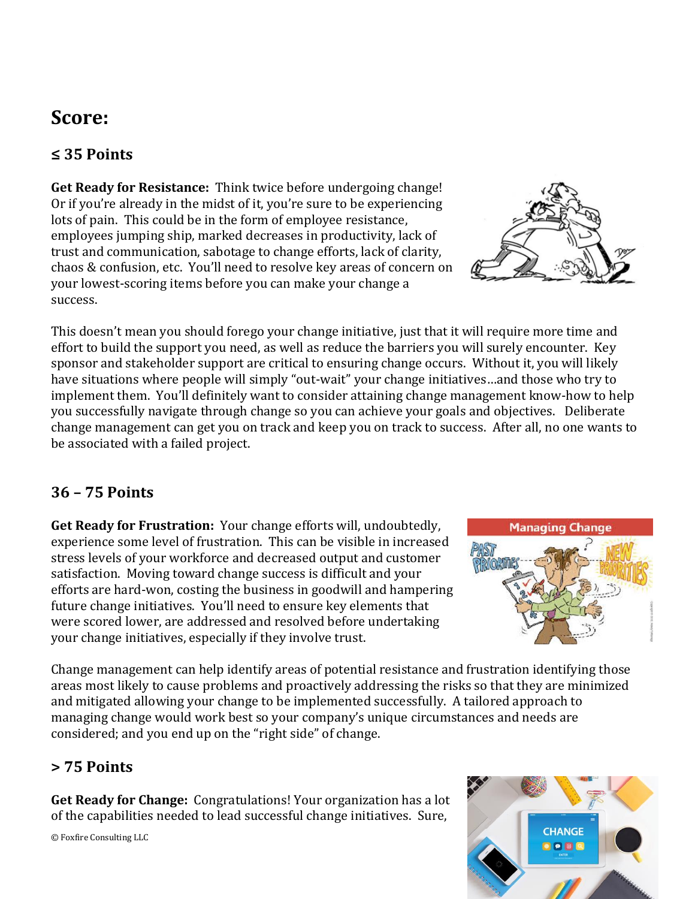# Score:

## ≤ 35 Points

**Get Ready for Resistance:** Think twice before undergoing change! Or if you're already in the midst of it, you're sure to be experiencing lots of pain. This could be in the form of employee resistance, employees jumping ship, marked decreases in productivity, lack of trust and communication, sabotage to change efforts, lack of clarity, chaos & confusion, etc. You'll need to resolve key areas of concern on your lowest-scoring items before you can make your change a success.

This doesn't mean you should forego your change initiative, just that it will require more time and effort to build the support you need, as well as reduce the barriers you will surely encounter. Key sponsor and stakeholder support are critical to ensuring change occurs. Without it, you will likely have situations where people will simply "out-wait" your change initiatives…and those who try to implement them. You'll definitely want to consider attaining change management know-how to help you successfully navigate through change so you can achieve your goals and objectives. Deliberate change management can get you on track and keep you on track to success. After all, no one wants to be associated with a failed project.

## 36 – 75 Points

**Get Ready for Frustration:** Your change efforts will, undoubtedly, experience some level of frustration. This can be visible in increased stress levels of your workforce and decreased output and customer satisfaction. Moving toward change success is difficult and your efforts are hard-won, costing the business in goodwill and hampering future change initiatives. You'll need to ensure key elements that were scored lower, are addressed and resolved before undertaking your change initiatives, especially if they involve trust.

Change management can help identify areas of potential resistance and frustration identifying those areas most likely to cause problems and proactively addressing the risks so that they are minimized and mitigated allowing your change to be implemented successfully. A tailored approach to managing change would work best so your company's unique circumstances and needs are considered; and you end up on the "right side" of change.

## > 75 Points

**Get Ready for Change:** Congratulations! Your organization has a lot of the capabilities needed to lead successful change initiatives. Sure,

© Foxfire Consulting LLC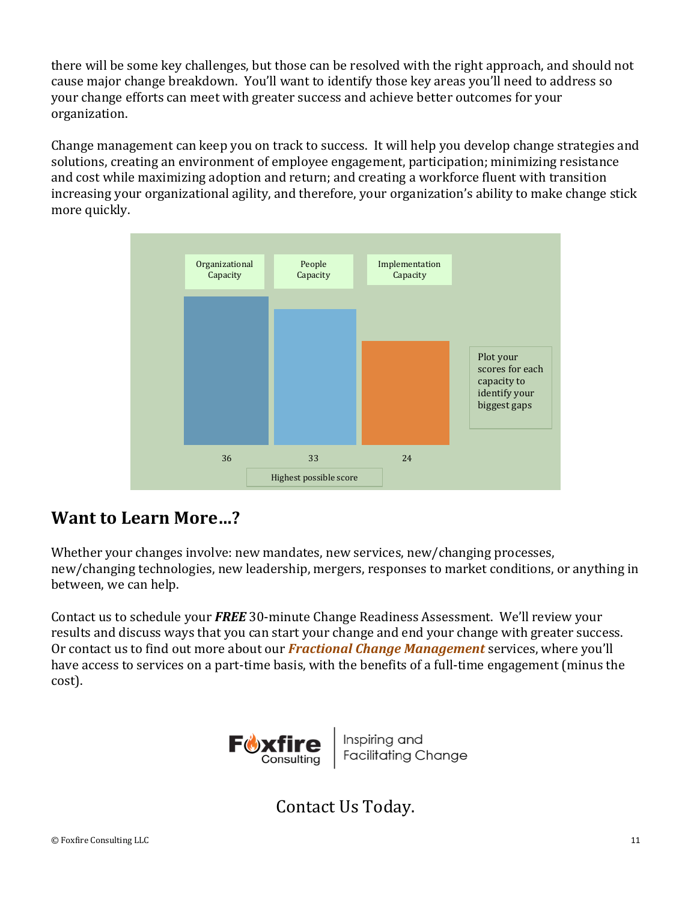there will be some key challenges, but those can be resolved with the right approach, and should not cause major change breakdown. You'll want to identify those key areas you'll need to address so your change efforts can meet with greater success and achieve better outcomes for your organization.

Change management can keep you on track to success. It will help you develop change strategies and solutions, creating an environment of employee engagement, participation; minimizing resistance and cost while maximizing adoption and return; and creating a workforce fluent with transition increasing your organizational agility, and therefore, your organization's ability to make change stick more quickly.

| Organizational Capacity | People Capacity | Implementation Capacity |
|---|---|---|
| 36 | 33 | 24 |

Highest possible score

Plot your scores for each capacity to identify your biggest gaps

## Want to Learn More…?

Whether your changes involve: new mandates, new services, new/changing processes, new/changing technologies, new leadership, mergers, responses to market conditions, or anything in between, we can help.

Contact us to schedule your ***FREE*** 30-minute Change Readiness Assessment. We'll review your results and discuss ways that you can start your change and end your change with greater success. Or contact us to find out more about our ***Fractional Change Management*** services, where you'll have access to services on a part-time basis, with the benefits of a full-time engagement (minus the cost).

Foxfire Consulting | Inspiring and Facilitating Change

Contact Us Today.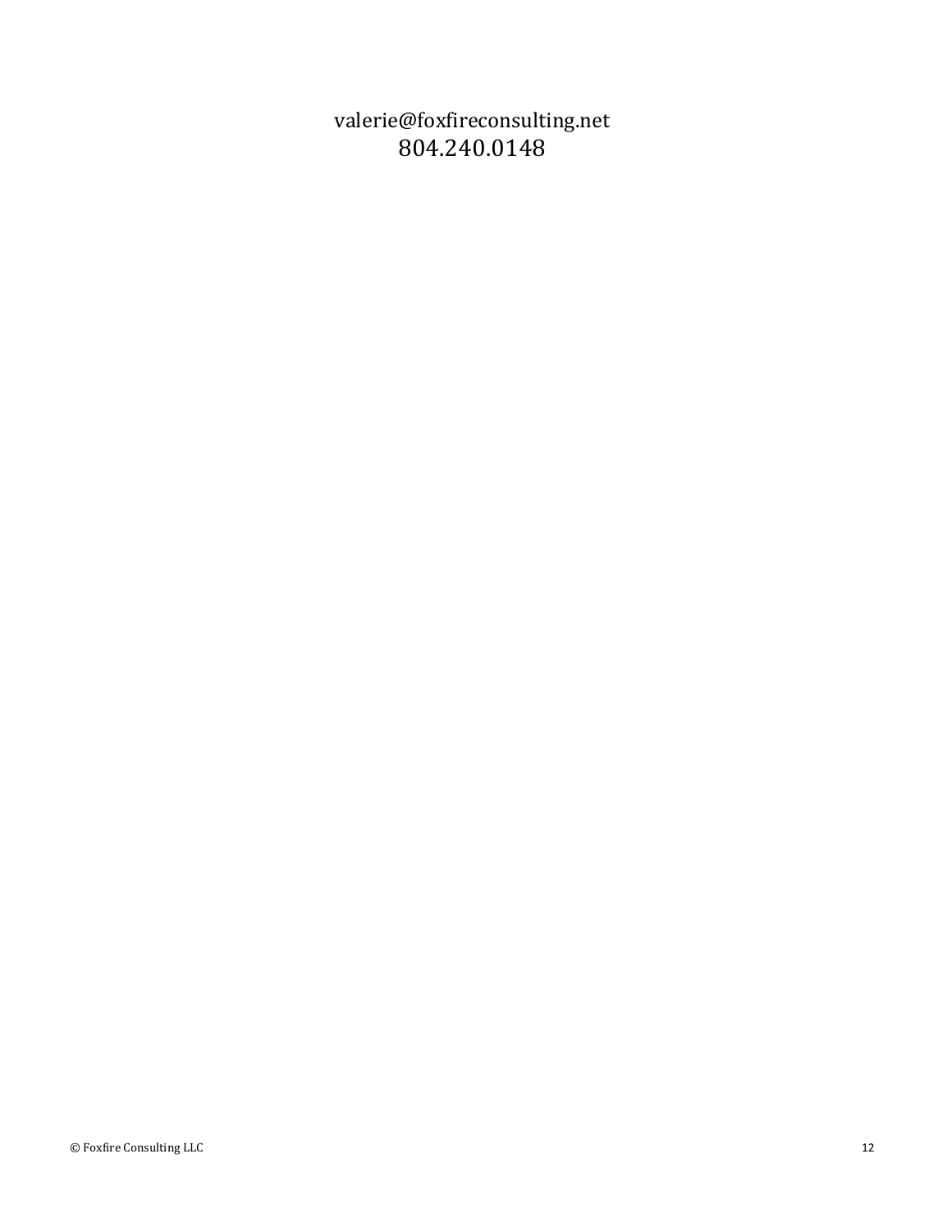valerie@foxfireconsulting.net

804.240.0148